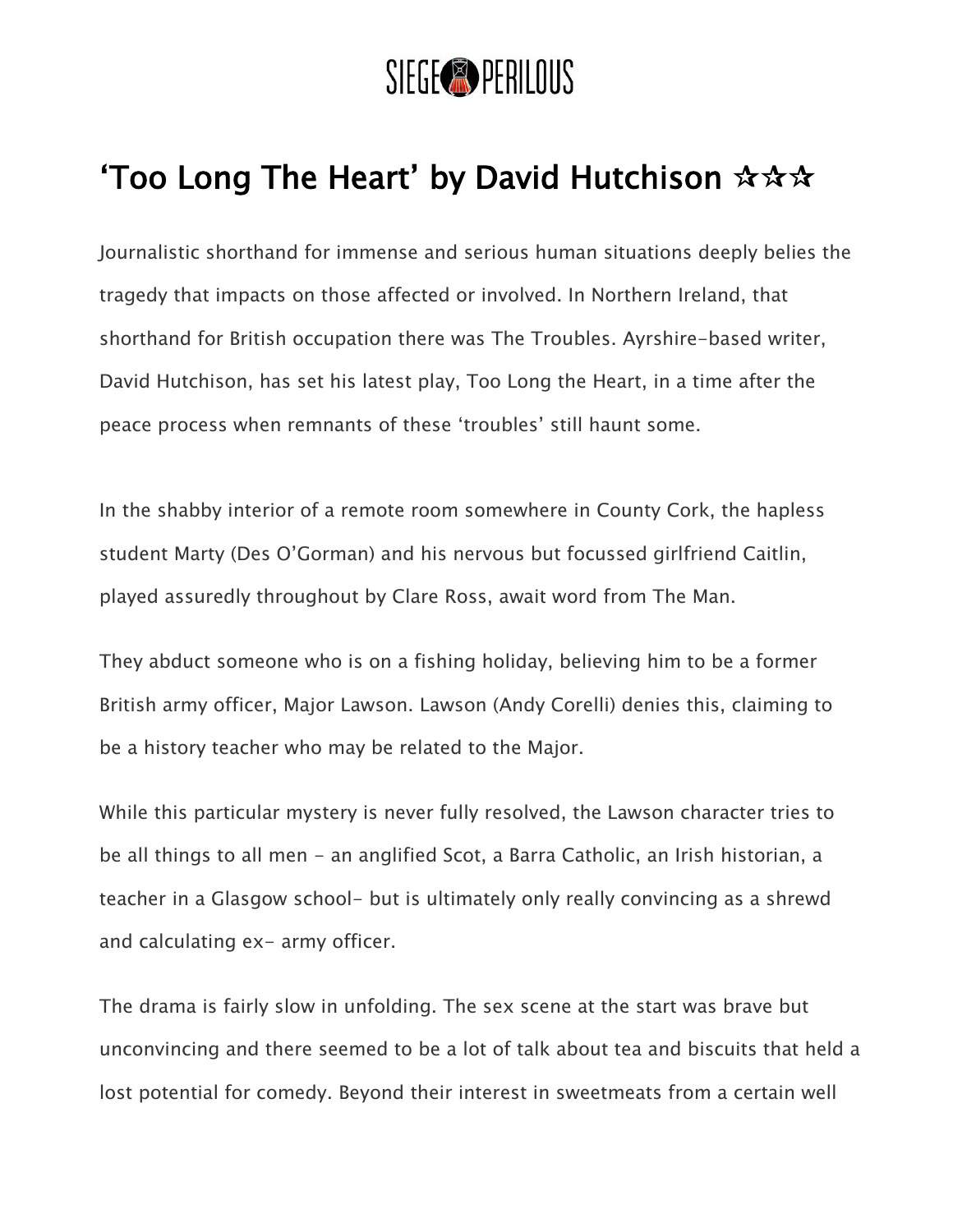# 'Too Long The Heart' by David Hutchison ☆☆☆

Journalistic shorthand for immense and serious human situations deeply belies the tragedy that impacts on those affected or involved. In Northern Ireland, that shorthand for British occupation there was The Troubles. Ayrshire-based writer, David Hutchison, has set his latest play, Too Long the Heart, in a time after the peace process when remnants of these 'troubles' still haunt some.

In the shabby interior of a remote room somewhere in County Cork, the hapless student Marty (Des O'Gorman) and his nervous but focussed girlfriend Caitlin, played assuredly throughout by Clare Ross, await word from The Man.

They abduct someone who is on a fishing holiday, believing him to be a former British army officer, Major Lawson. Lawson (Andy Corelli) denies this, claiming to be a history teacher who may be related to the Major.

While this particular mystery is never fully resolved, the Lawson character tries to be all things to all men - an anglified Scot, a Barra Catholic, an Irish historian, a teacher in a Glasgow school- but is ultimately only really convincing as a shrewd and calculating ex- army officer.

The drama is fairly slow in unfolding. The sex scene at the start was brave but unconvincing and there seemed to be a lot of talk about tea and biscuits that held a lost potential for comedy. Beyond their interest in sweetmeats from a certain well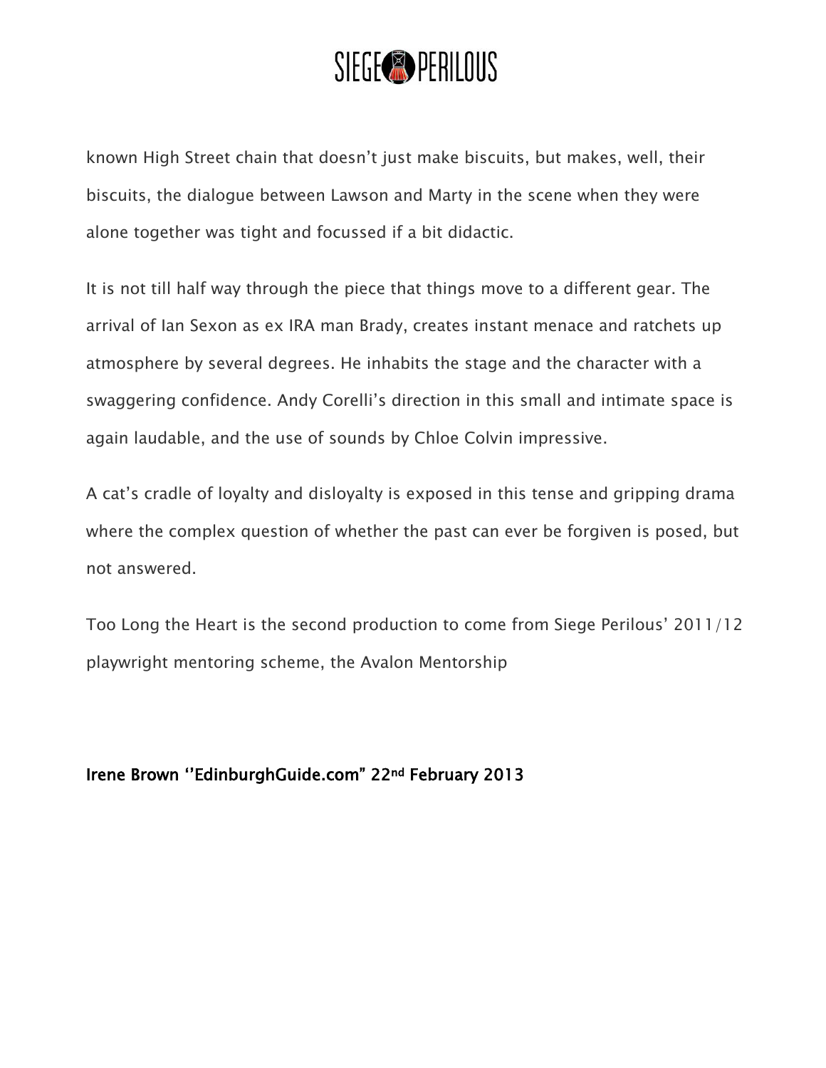known High Street chain that doesn't just make biscuits, but makes, well, their biscuits, the dialogue between Lawson and Marty in the scene when they were alone together was tight and focussed if a bit didactic.

It is not till half way through the piece that things move to a different gear. The arrival of Ian Sexon as ex IRA man Brady, creates instant menace and ratchets up atmosphere by several degrees. He inhabits the stage and the character with a swaggering confidence. Andy Corelli's direction in this small and intimate space is again laudable, and the use of sounds by Chloe Colvin impressive.

A cat's cradle of loyalty and disloyalty is exposed in this tense and gripping drama where the complex question of whether the past can ever be forgiven is posed, but not answered.

Too Long the Heart is the second production to come from Siege Perilous' 2011/12 playwright mentoring scheme, the Avalon Mentorship

**Irene Brown ''EdinburghGuide.com" 22nd February 2013**